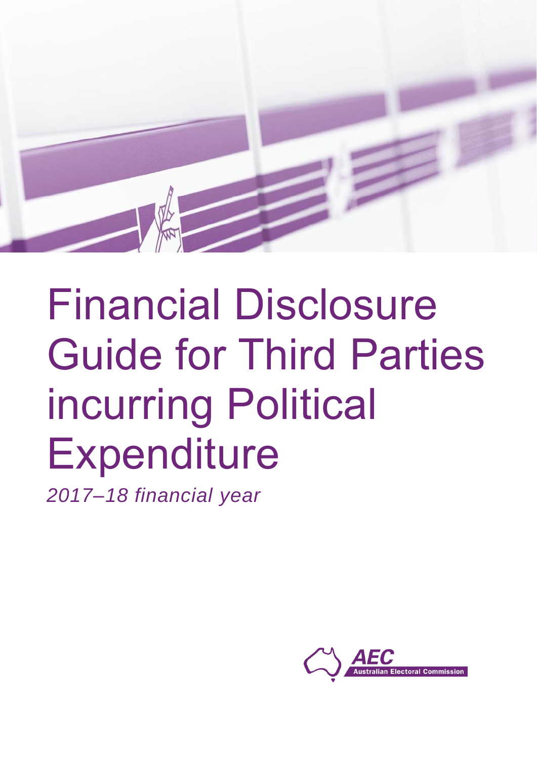# Financial Disclosure Guide for Third Parties incurring Political Expenditure

*2017–18 financial year*

AEC Australian Electoral Commission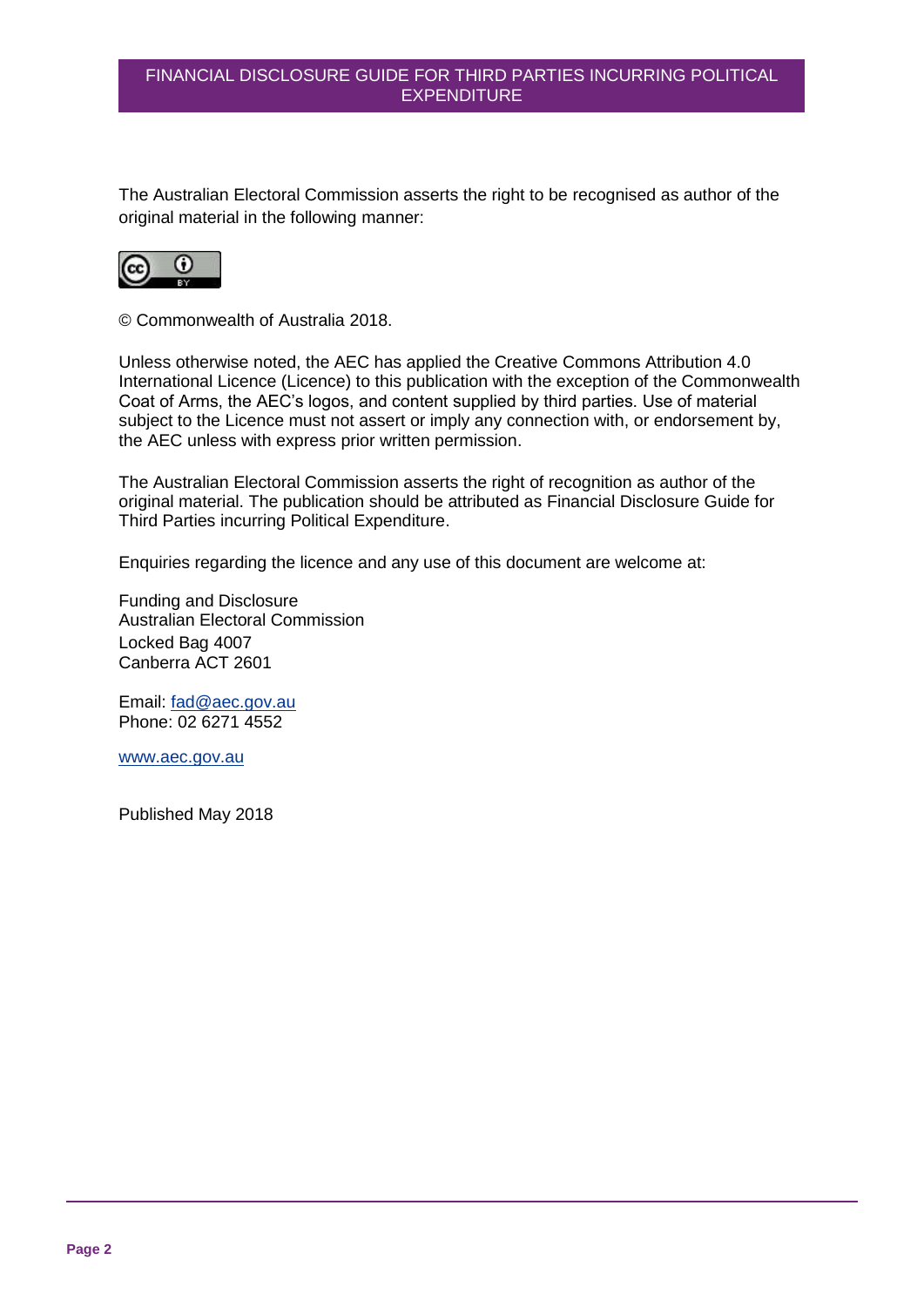The Australian Electoral Commission asserts the right to be recognised as author of the original material in the following manner:

© Commonwealth of Australia 2018.

Unless otherwise noted, the AEC has applied the Creative Commons Attribution 4.0 International Licence (Licence) to this publication with the exception of the Commonwealth Coat of Arms, the AEC's logos, and content supplied by third parties. Use of material subject to the Licence must not assert or imply any connection with, or endorsement by, the AEC unless with express prior written permission.

The Australian Electoral Commission asserts the right of recognition as author of the original material. The publication should be attributed as Financial Disclosure Guide for Third Parties incurring Political Expenditure.

Enquiries regarding the licence and any use of this document are welcome at:

Funding and Disclosure
Australian Electoral Commission
Locked Bag 4007
Canberra ACT 2601

Email: fad@aec.gov.au
Phone: 02 6271 4552

www.aec.gov.au

Published May 2018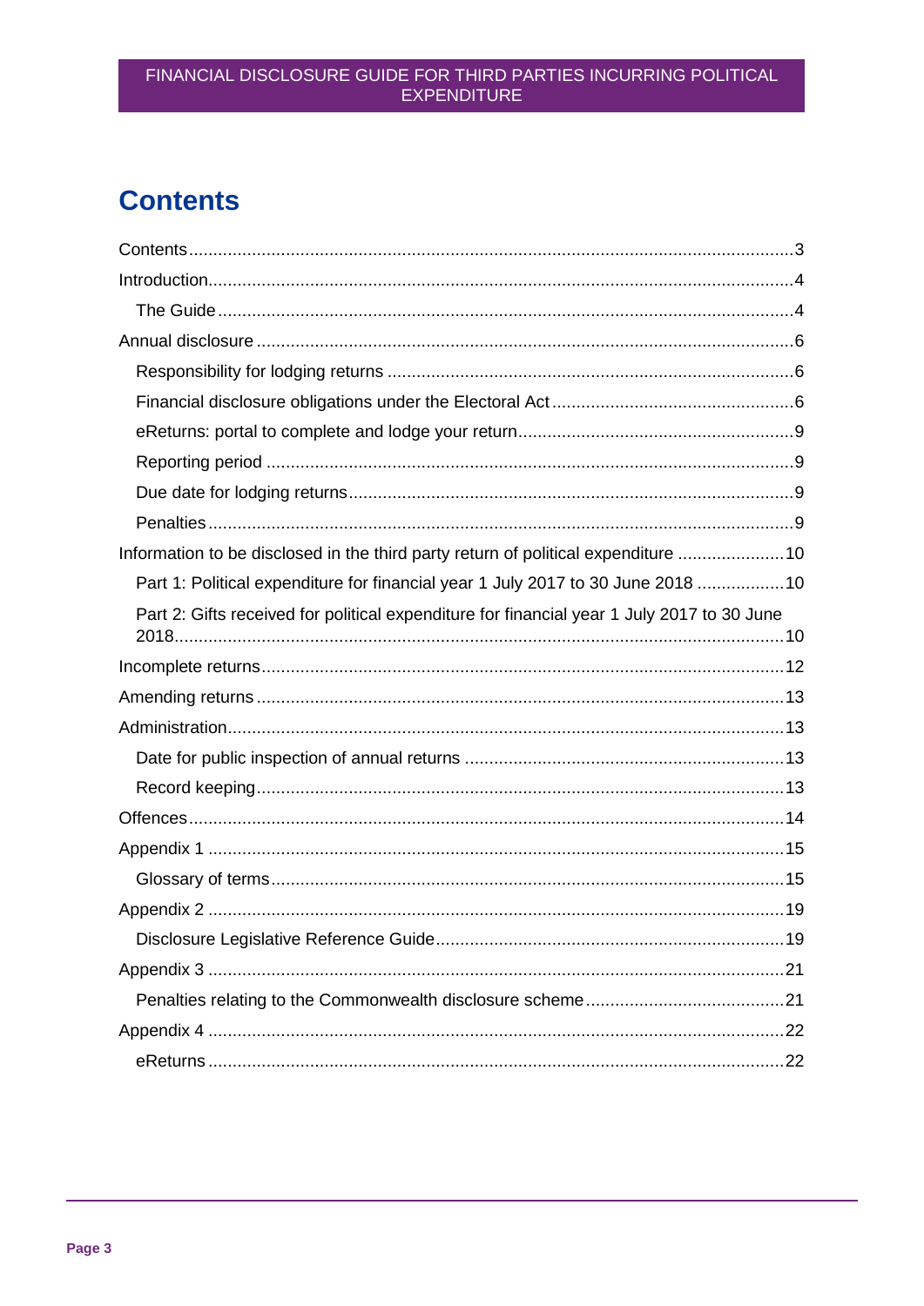# Contents

Contents .......... 3

Introduction .......... 4

- The Guide .......... 4

Annual disclosure .......... 6

- Responsibility for lodging returns .......... 6
- Financial disclosure obligations under the Electoral Act .......... 6
- eReturns: portal to complete and lodge your return .......... 9
- Reporting period .......... 9
- Due date for lodging returns .......... 9
- Penalties .......... 9

Information to be disclosed in the third party return of political expenditure .......... 10

- Part 1: Political expenditure for financial year 1 July 2017 to 30 June 2018 .......... 10
- Part 2: Gifts received for political expenditure for financial year 1 July 2017 to 30 June 2018 .......... 10

Incomplete returns .......... 12

Amending returns .......... 13

Administration .......... 13

- Date for public inspection of annual returns .......... 13
- Record keeping .......... 13

Offences .......... 14

Appendix 1 .......... 15

- Glossary of terms .......... 15

Appendix 2 .......... 19

- Disclosure Legislative Reference Guide .......... 19

Appendix 3 .......... 21

- Penalties relating to the Commonwealth disclosure scheme .......... 21

Appendix 4 .......... 22

- eReturns .......... 22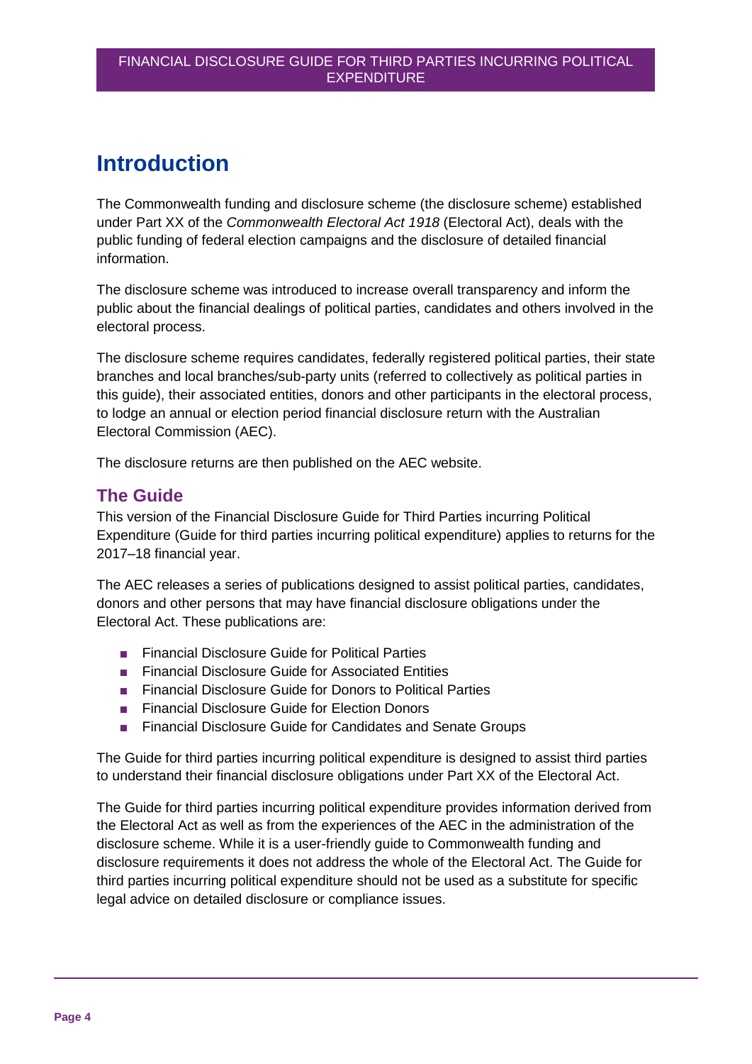# Introduction

The Commonwealth funding and disclosure scheme (the disclosure scheme) established under Part XX of the *Commonwealth Electoral Act 1918* (Electoral Act), deals with the public funding of federal election campaigns and the disclosure of detailed financial information.

The disclosure scheme was introduced to increase overall transparency and inform the public about the financial dealings of political parties, candidates and others involved in the electoral process.

The disclosure scheme requires candidates, federally registered political parties, their state branches and local branches/sub-party units (referred to collectively as political parties in this guide), their associated entities, donors and other participants in the electoral process, to lodge an annual or election period financial disclosure return with the Australian Electoral Commission (AEC).

The disclosure returns are then published on the AEC website.

## The Guide

This version of the Financial Disclosure Guide for Third Parties incurring Political Expenditure (Guide for third parties incurring political expenditure) applies to returns for the 2017–18 financial year.

The AEC releases a series of publications designed to assist political parties, candidates, donors and other persons that may have financial disclosure obligations under the Electoral Act. These publications are:

- Financial Disclosure Guide for Political Parties
- Financial Disclosure Guide for Associated Entities
- Financial Disclosure Guide for Donors to Political Parties
- Financial Disclosure Guide for Election Donors
- Financial Disclosure Guide for Candidates and Senate Groups

The Guide for third parties incurring political expenditure is designed to assist third parties to understand their financial disclosure obligations under Part XX of the Electoral Act.

The Guide for third parties incurring political expenditure provides information derived from the Electoral Act as well as from the experiences of the AEC in the administration of the disclosure scheme. While it is a user-friendly guide to Commonwealth funding and disclosure requirements it does not address the whole of the Electoral Act. The Guide for third parties incurring political expenditure should not be used as a substitute for specific legal advice on detailed disclosure or compliance issues.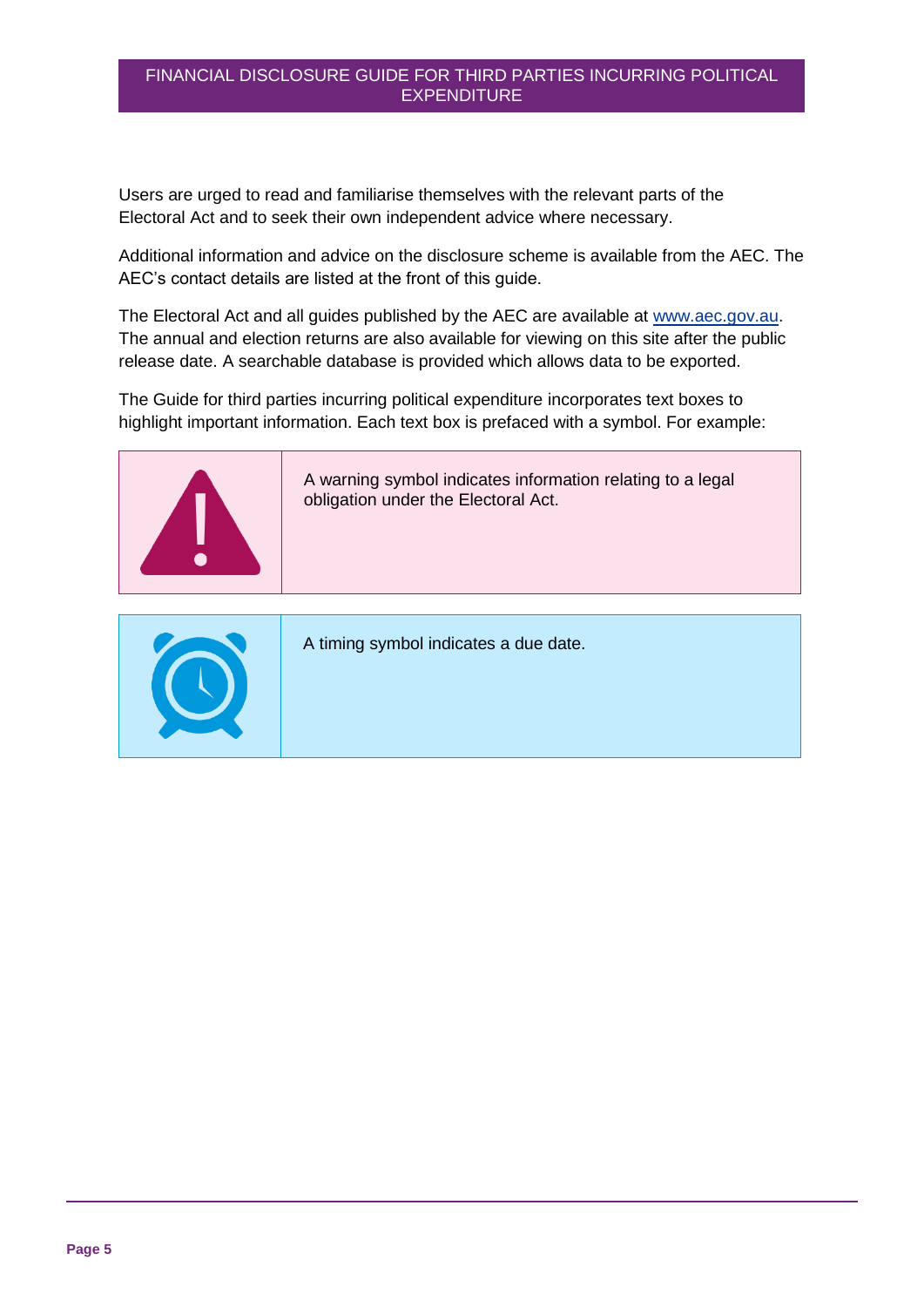Users are urged to read and familiarise themselves with the relevant parts of the Electoral Act and to seek their own independent advice where necessary.

Additional information and advice on the disclosure scheme is available from the AEC. The AEC's contact details are listed at the front of this guide.

The Electoral Act and all guides published by the AEC are available at [www.aec.gov.au](http://www.aec.gov.au). The annual and election returns are also available for viewing on this site after the public release date. A searchable database is provided which allows data to be exported.

The Guide for third parties incurring political expenditure incorporates text boxes to highlight important information. Each text box is prefaced with a symbol. For example:

> A warning symbol indicates information relating to a legal obligation under the Electoral Act.

> A timing symbol indicates a due date.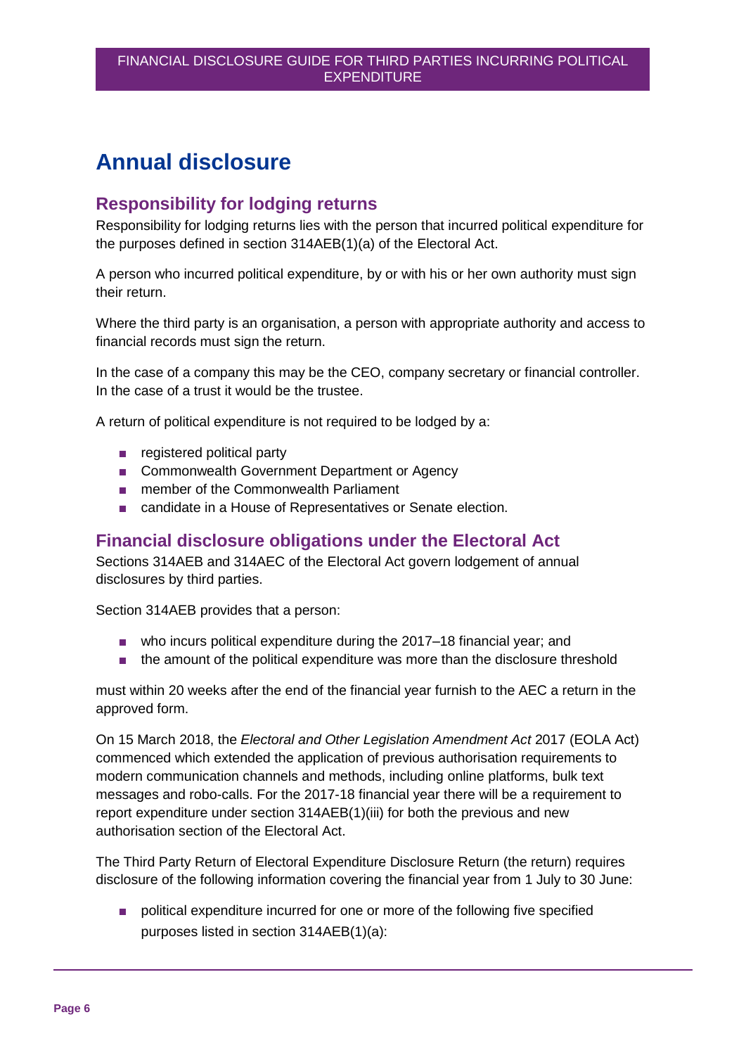# Annual disclosure

## Responsibility for lodging returns

Responsibility for lodging returns lies with the person that incurred political expenditure for the purposes defined in section 314AEB(1)(a) of the Electoral Act.

A person who incurred political expenditure, by or with his or her own authority must sign their return.

Where the third party is an organisation, a person with appropriate authority and access to financial records must sign the return.

In the case of a company this may be the CEO, company secretary or financial controller. In the case of a trust it would be the trustee.

A return of political expenditure is not required to be lodged by a:

- registered political party
- Commonwealth Government Department or Agency
- member of the Commonwealth Parliament
- candidate in a House of Representatives or Senate election.

## Financial disclosure obligations under the Electoral Act

Sections 314AEB and 314AEC of the Electoral Act govern lodgement of annual disclosures by third parties.

Section 314AEB provides that a person:

- who incurs political expenditure during the 2017–18 financial year; and
- the amount of the political expenditure was more than the disclosure threshold

must within 20 weeks after the end of the financial year furnish to the AEC a return in the approved form.

On 15 March 2018, the *Electoral and Other Legislation Amendment Act* 2017 (EOLA Act) commenced which extended the application of previous authorisation requirements to modern communication channels and methods, including online platforms, bulk text messages and robo-calls. For the 2017-18 financial year there will be a requirement to report expenditure under section 314AEB(1)(iii) for both the previous and new authorisation section of the Electoral Act.

The Third Party Return of Electoral Expenditure Disclosure Return (the return) requires disclosure of the following information covering the financial year from 1 July to 30 June:

- political expenditure incurred for one or more of the following five specified purposes listed in section 314AEB(1)(a):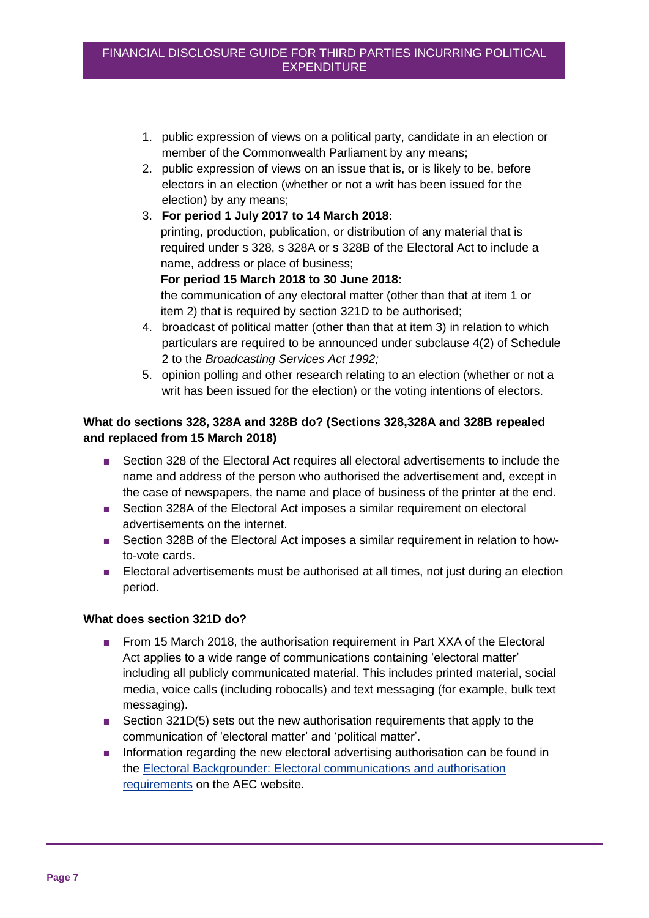1. public expression of views on a political party, candidate in an election or member of the Commonwealth Parliament by any means;
2. public expression of views on an issue that is, or is likely to be, before electors in an election (whether or not a writ has been issued for the election) by any means;
3. **For period 1 July 2017 to 14 March 2018:**
   printing, production, publication, or distribution of any material that is required under s 328, s 328A or s 328B of the Electoral Act to include a name, address or place of business;
   **For period 15 March 2018 to 30 June 2018:**
   the communication of any electoral matter (other than that at item 1 or item 2) that is required by section 321D to be authorised;
4. broadcast of political matter (other than that at item 3) in relation to which particulars are required to be announced under subclause 4(2) of Schedule 2 to the *Broadcasting Services Act 1992;*
5. opinion polling and other research relating to an election (whether or not a writ has been issued for the election) or the voting intentions of electors.

**What do sections 328, 328A and 328B do? (Sections 328,328A and 328B repealed and replaced from 15 March 2018)**

- Section 328 of the Electoral Act requires all electoral advertisements to include the name and address of the person who authorised the advertisement and, except in the case of newspapers, the name and place of business of the printer at the end.
- Section 328A of the Electoral Act imposes a similar requirement on electoral advertisements on the internet.
- Section 328B of the Electoral Act imposes a similar requirement in relation to how-to-vote cards.
- Electoral advertisements must be authorised at all times, not just during an election period.

**What does section 321D do?**

- From 15 March 2018, the authorisation requirement in Part XXA of the Electoral Act applies to a wide range of communications containing 'electoral matter' including all publicly communicated material. This includes printed material, social media, voice calls (including robocalls) and text messaging (for example, bulk text messaging).
- Section 321D(5) sets out the new authorisation requirements that apply to the communication of 'electoral matter' and 'political matter'.
- Information regarding the new electoral advertising authorisation can be found in the Electoral Backgrounder: Electoral communications and authorisation requirements on the AEC website.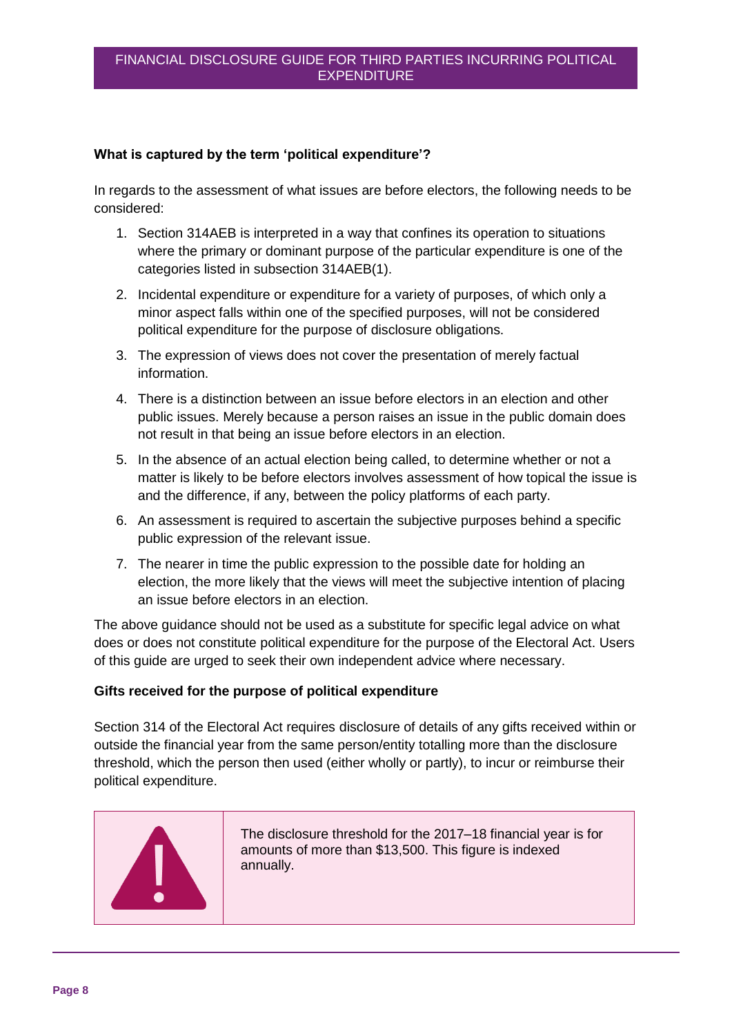### What is captured by the term 'political expenditure'?

In regards to the assessment of what issues are before electors, the following needs to be considered:

1. Section 314AEB is interpreted in a way that confines its operation to situations where the primary or dominant purpose of the particular expenditure is one of the categories listed in subsection 314AEB(1).
2. Incidental expenditure or expenditure for a variety of purposes, of which only a minor aspect falls within one of the specified purposes, will not be considered political expenditure for the purpose of disclosure obligations.
3. The expression of views does not cover the presentation of merely factual information.
4. There is a distinction between an issue before electors in an election and other public issues. Merely because a person raises an issue in the public domain does not result in that being an issue before electors in an election.
5. In the absence of an actual election being called, to determine whether or not a matter is likely to be before electors involves assessment of how topical the issue is and the difference, if any, between the policy platforms of each party.
6. An assessment is required to ascertain the subjective purposes behind a specific public expression of the relevant issue.
7. The nearer in time the public expression to the possible date for holding an election, the more likely that the views will meet the subjective intention of placing an issue before electors in an election.

The above guidance should not be used as a substitute for specific legal advice on what does or does not constitute political expenditure for the purpose of the Electoral Act. Users of this guide are urged to seek their own independent advice where necessary.

### Gifts received for the purpose of political expenditure

Section 314 of the Electoral Act requires disclosure of details of any gifts received within or outside the financial year from the same person/entity totalling more than the disclosure threshold, which the person then used (either wholly or partly), to incur or reimburse their political expenditure.

> The disclosure threshold for the 2017–18 financial year is for amounts of more than $13,500. This figure is indexed annually.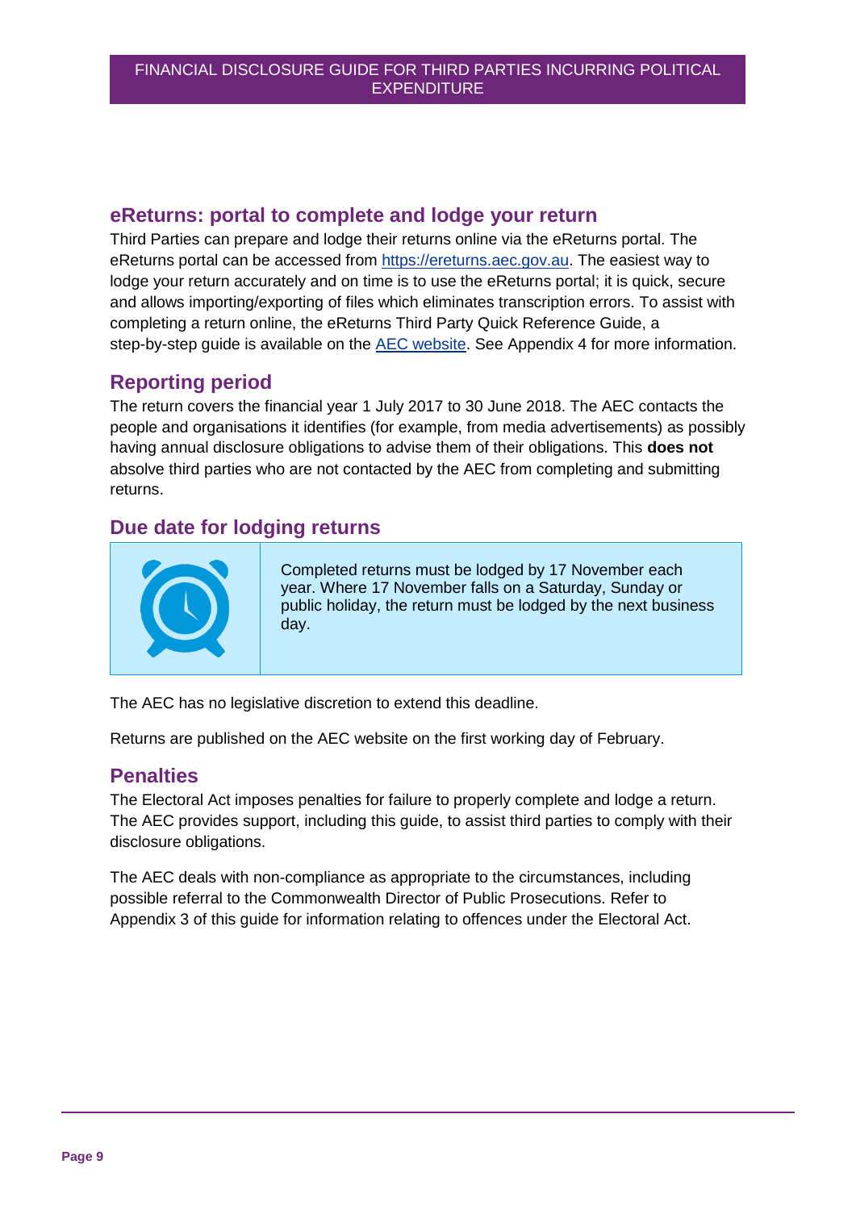## eReturns: portal to complete and lodge your return

Third Parties can prepare and lodge their returns online via the eReturns portal. The eReturns portal can be accessed from [https://ereturns.aec.gov.au](https://ereturns.aec.gov.au). The easiest way to lodge your return accurately and on time is to use the eReturns portal; it is quick, secure and allows importing/exporting of files which eliminates transcription errors. To assist with completing a return online, the eReturns Third Party Quick Reference Guide, a step-by-step guide is available on the AEC website. See Appendix 4 for more information.

## Reporting period

The return covers the financial year 1 July 2017 to 30 June 2018. The AEC contacts the people and organisations it identifies (for example, from media advertisements) as possibly having annual disclosure obligations to advise them of their obligations. This **does not** absolve third parties who are not contacted by the AEC from completing and submitting returns.

## Due date for lodging returns

Completed returns must be lodged by 17 November each year. Where 17 November falls on a Saturday, Sunday or public holiday, the return must be lodged by the next business day.

The AEC has no legislative discretion to extend this deadline.

Returns are published on the AEC website on the first working day of February.

## Penalties

The Electoral Act imposes penalties for failure to properly complete and lodge a return. The AEC provides support, including this guide, to assist third parties to comply with their disclosure obligations.

The AEC deals with non-compliance as appropriate to the circumstances, including possible referral to the Commonwealth Director of Public Prosecutions. Refer to Appendix 3 of this guide for information relating to offences under the Electoral Act.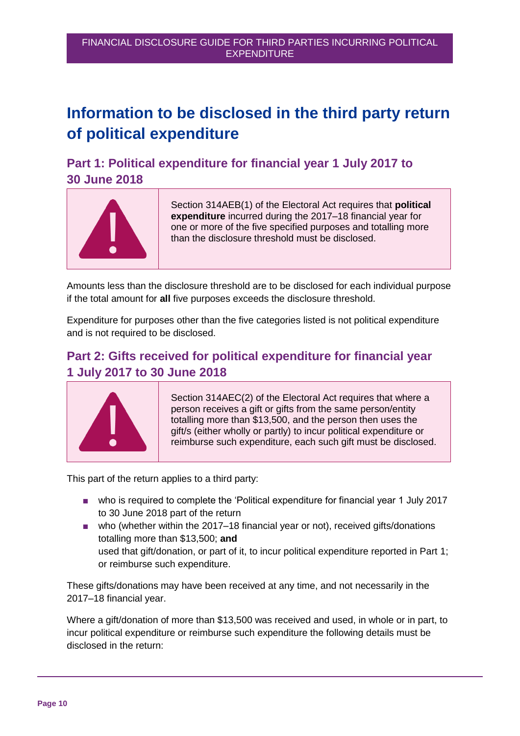# Information to be disclosed in the third party return of political expenditure

## Part 1: Political expenditure for financial year 1 July 2017 to 30 June 2018

> Section 314AEB(1) of the Electoral Act requires that **political expenditure** incurred during the 2017–18 financial year for one or more of the five specified purposes and totalling more than the disclosure threshold must be disclosed.

Amounts less than the disclosure threshold are to be disclosed for each individual purpose if the total amount for **all** five purposes exceeds the disclosure threshold.

Expenditure for purposes other than the five categories listed is not political expenditure and is not required to be disclosed.

## Part 2: Gifts received for political expenditure for financial year 1 July 2017 to 30 June 2018

> Section 314AEC(2) of the Electoral Act requires that where a person receives a gift or gifts from the same person/entity totalling more than $13,500, and the person then uses the gift/s (either wholly or partly) to incur political expenditure or reimburse such expenditure, each such gift must be disclosed.

This part of the return applies to a third party:

- who is required to complete the 'Political expenditure for financial year 1 July 2017 to 30 June 2018 part of the return
- who (whether within the 2017–18 financial year or not), received gifts/donations totalling more than $13,500; **and**
  used that gift/donation, or part of it, to incur political expenditure reported in Part 1; or reimburse such expenditure.

These gifts/donations may have been received at any time, and not necessarily in the 2017–18 financial year.

Where a gift/donation of more than $13,500 was received and used, in whole or in part, to incur political expenditure or reimburse such expenditure the following details must be disclosed in the return: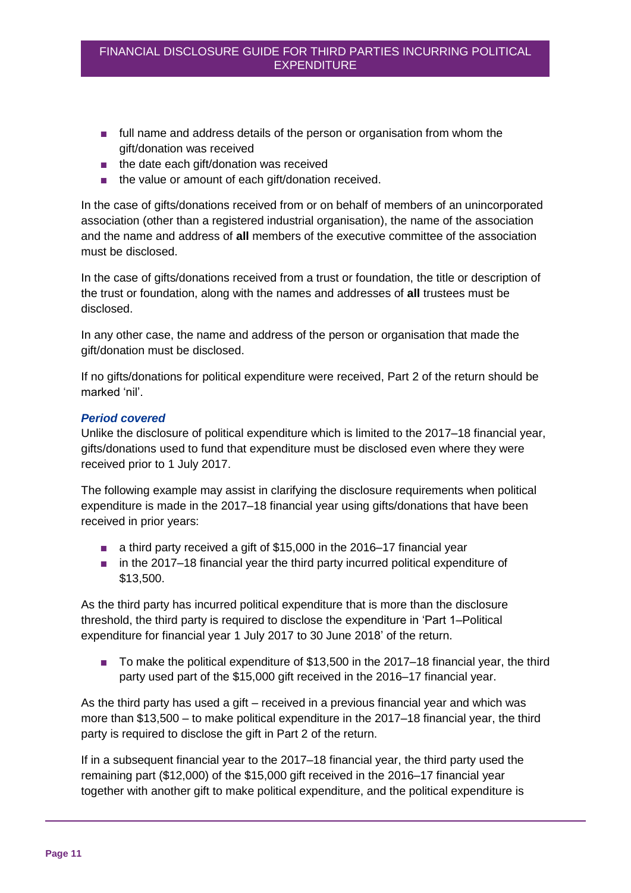- full name and address details of the person or organisation from whom the gift/donation was received
- the date each gift/donation was received
- the value or amount of each gift/donation received.

In the case of gifts/donations received from or on behalf of members of an unincorporated association (other than a registered industrial organisation), the name of the association and the name and address of **all** members of the executive committee of the association must be disclosed.

In the case of gifts/donations received from a trust or foundation, the title or description of the trust or foundation, along with the names and addresses of **all** trustees must be disclosed.

In any other case, the name and address of the person or organisation that made the gift/donation must be disclosed.

If no gifts/donations for political expenditure were received, Part 2 of the return should be marked 'nil'.

### *Period covered*

Unlike the disclosure of political expenditure which is limited to the 2017–18 financial year, gifts/donations used to fund that expenditure must be disclosed even where they were received prior to 1 July 2017.

The following example may assist in clarifying the disclosure requirements when political expenditure is made in the 2017–18 financial year using gifts/donations that have been received in prior years:

- a third party received a gift of $15,000 in the 2016–17 financial year
- in the 2017–18 financial year the third party incurred political expenditure of $13,500.

As the third party has incurred political expenditure that is more than the disclosure threshold, the third party is required to disclose the expenditure in 'Part 1–Political expenditure for financial year 1 July 2017 to 30 June 2018' of the return.

- To make the political expenditure of $13,500 in the 2017–18 financial year, the third party used part of the $15,000 gift received in the 2016–17 financial year.

As the third party has used a gift – received in a previous financial year and which was more than $13,500 – to make political expenditure in the 2017–18 financial year, the third party is required to disclose the gift in Part 2 of the return.

If in a subsequent financial year to the 2017–18 financial year, the third party used the remaining part ($12,000) of the $15,000 gift received in the 2016–17 financial year together with another gift to make political expenditure, and the political expenditure is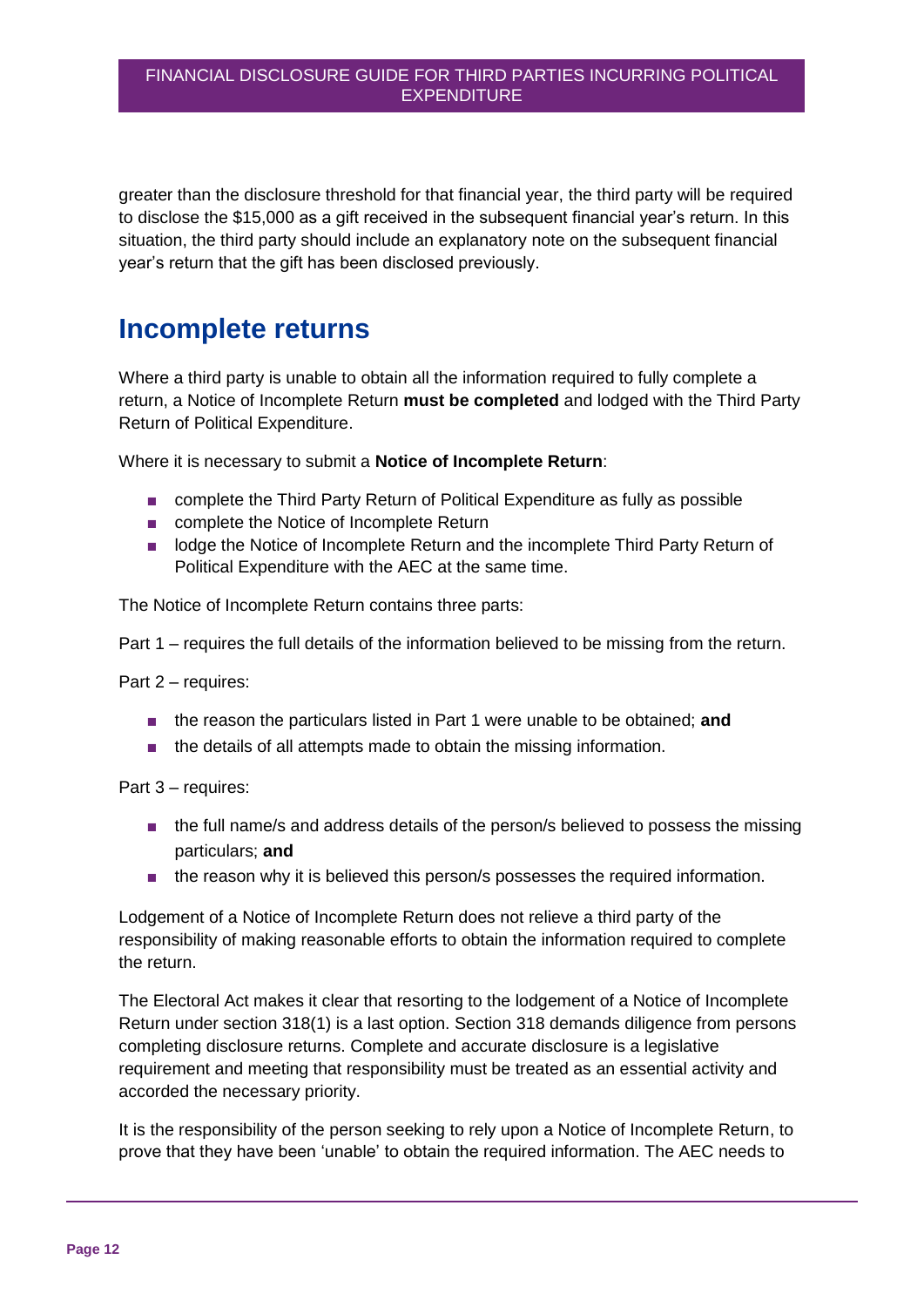greater than the disclosure threshold for that financial year, the third party will be required to disclose the $15,000 as a gift received in the subsequent financial year's return. In this situation, the third party should include an explanatory note on the subsequent financial year's return that the gift has been disclosed previously.

## Incomplete returns

Where a third party is unable to obtain all the information required to fully complete a return, a Notice of Incomplete Return **must be completed** and lodged with the Third Party Return of Political Expenditure.

Where it is necessary to submit a **Notice of Incomplete Return**:

- complete the Third Party Return of Political Expenditure as fully as possible
- complete the Notice of Incomplete Return
- lodge the Notice of Incomplete Return and the incomplete Third Party Return of Political Expenditure with the AEC at the same time.

The Notice of Incomplete Return contains three parts:

Part 1 – requires the full details of the information believed to be missing from the return.

Part 2 – requires:

- the reason the particulars listed in Part 1 were unable to be obtained; **and**
- the details of all attempts made to obtain the missing information.

Part 3 – requires:

- the full name/s and address details of the person/s believed to possess the missing particulars; **and**
- the reason why it is believed this person/s possesses the required information.

Lodgement of a Notice of Incomplete Return does not relieve a third party of the responsibility of making reasonable efforts to obtain the information required to complete the return.

The Electoral Act makes it clear that resorting to the lodgement of a Notice of Incomplete Return under section 318(1) is a last option. Section 318 demands diligence from persons completing disclosure returns. Complete and accurate disclosure is a legislative requirement and meeting that responsibility must be treated as an essential activity and accorded the necessary priority.

It is the responsibility of the person seeking to rely upon a Notice of Incomplete Return, to prove that they have been 'unable' to obtain the required information. The AEC needs to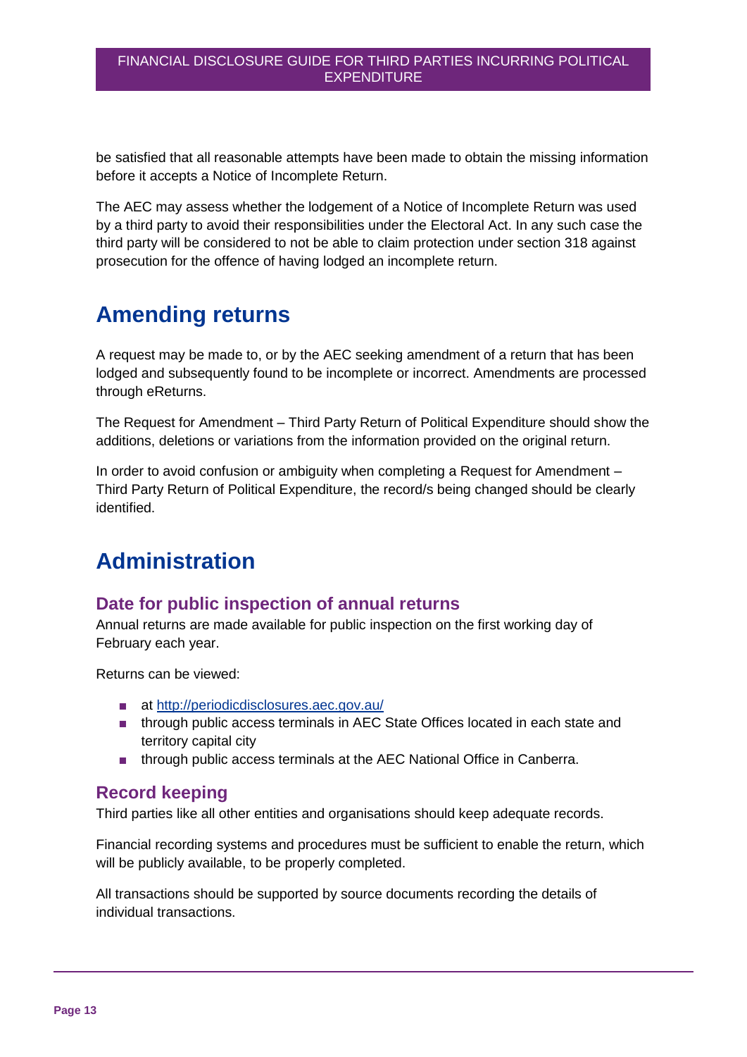be satisfied that all reasonable attempts have been made to obtain the missing information before it accepts a Notice of Incomplete Return.

The AEC may assess whether the lodgement of a Notice of Incomplete Return was used by a third party to avoid their responsibilities under the Electoral Act. In any such case the third party will be considered to not be able to claim protection under section 318 against prosecution for the offence of having lodged an incomplete return.

# Amending returns

A request may be made to, or by the AEC seeking amendment of a return that has been lodged and subsequently found to be incomplete or incorrect. Amendments are processed through eReturns.

The Request for Amendment – Third Party Return of Political Expenditure should show the additions, deletions or variations from the information provided on the original return.

In order to avoid confusion or ambiguity when completing a Request for Amendment – Third Party Return of Political Expenditure, the record/s being changed should be clearly identified.

# Administration

## Date for public inspection of annual returns

Annual returns are made available for public inspection on the first working day of February each year.

Returns can be viewed:

- at [http://periodicdisclosures.aec.gov.au/](http://periodicdisclosures.aec.gov.au/)
- through public access terminals in AEC State Offices located in each state and territory capital city
- through public access terminals at the AEC National Office in Canberra.

## Record keeping

Third parties like all other entities and organisations should keep adequate records.

Financial recording systems and procedures must be sufficient to enable the return, which will be publicly available, to be properly completed.

All transactions should be supported by source documents recording the details of individual transactions.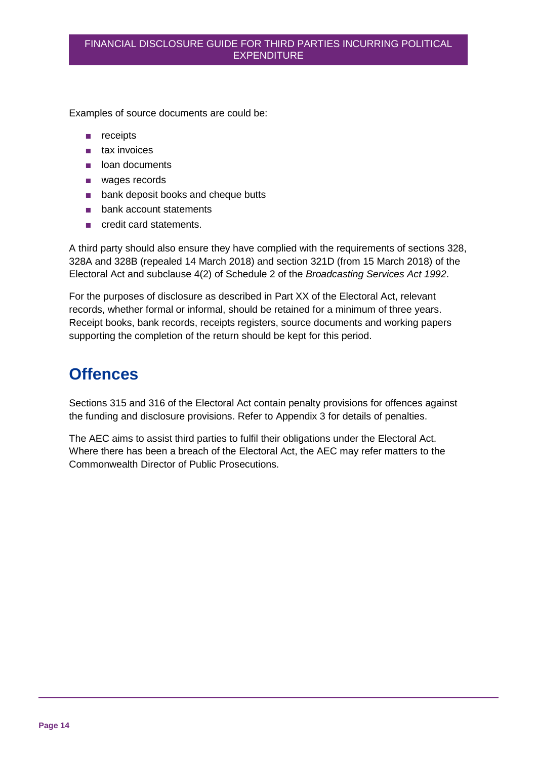Examples of source documents are could be:

- receipts
- tax invoices
- loan documents
- wages records
- bank deposit books and cheque butts
- bank account statements
- credit card statements.

A third party should also ensure they have complied with the requirements of sections 328, 328A and 328B (repealed 14 March 2018) and section 321D (from 15 March 2018) of the Electoral Act and subclause 4(2) of Schedule 2 of the *Broadcasting Services Act 1992*.

For the purposes of disclosure as described in Part XX of the Electoral Act, relevant records, whether formal or informal, should be retained for a minimum of three years. Receipt books, bank records, receipts registers, source documents and working papers supporting the completion of the return should be kept for this period.

## Offences

Sections 315 and 316 of the Electoral Act contain penalty provisions for offences against the funding and disclosure provisions. Refer to Appendix 3 for details of penalties.

The AEC aims to assist third parties to fulfil their obligations under the Electoral Act. Where there has been a breach of the Electoral Act, the AEC may refer matters to the Commonwealth Director of Public Prosecutions.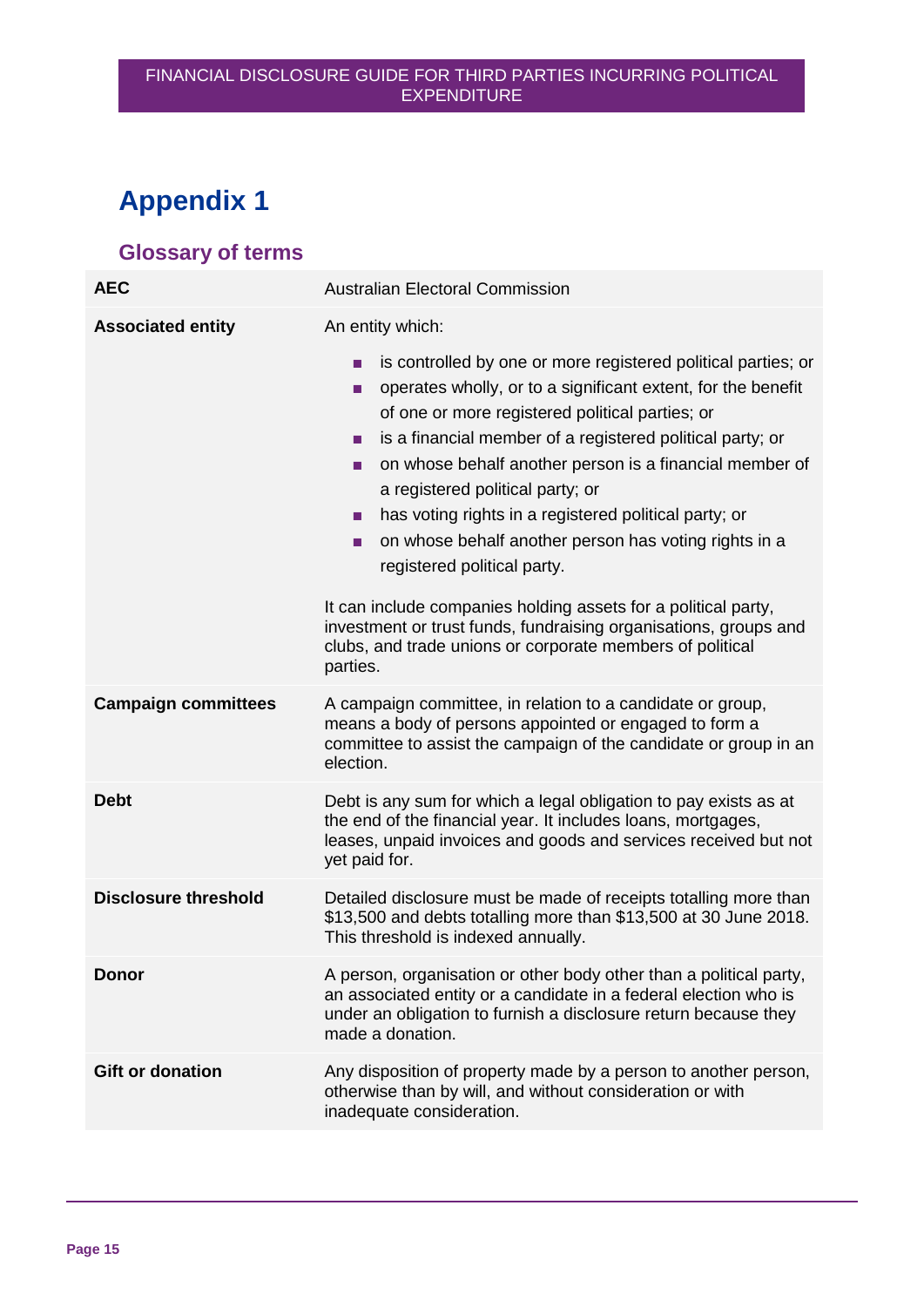# Appendix 1

## Glossary of terms

| | |
|---|---|
| **AEC** | Australian Electoral Commission |
| **Associated entity** | An entity which:<br>• is controlled by one or more registered political parties; or<br>• operates wholly, or to a significant extent, for the benefit of one or more registered political parties; or<br>• is a financial member of a registered political party; or<br>• on whose behalf another person is a financial member of a registered political party; or<br>• has voting rights in a registered political party; or<br>• on whose behalf another person has voting rights in a registered political party.<br><br>It can include companies holding assets for a political party, investment or trust funds, fundraising organisations, groups and clubs, and trade unions or corporate members of political parties. |
| **Campaign committees** | A campaign committee, in relation to a candidate or group, means a body of persons appointed or engaged to form a committee to assist the campaign of the candidate or group in an election. |
| **Debt** | Debt is any sum for which a legal obligation to pay exists as at the end of the financial year. It includes loans, mortgages, leases, unpaid invoices and goods and services received but not yet paid for. |
| **Disclosure threshold** | Detailed disclosure must be made of receipts totalling more than $13,500 and debts totalling more than $13,500 at 30 June 2018. This threshold is indexed annually. |
| **Donor** | A person, organisation or other body other than a political party, an associated entity or a candidate in a federal election who is under an obligation to furnish a disclosure return because they made a donation. |
| **Gift or donation** | Any disposition of property made by a person to another person, otherwise than by will, and without consideration or with inadequate consideration. |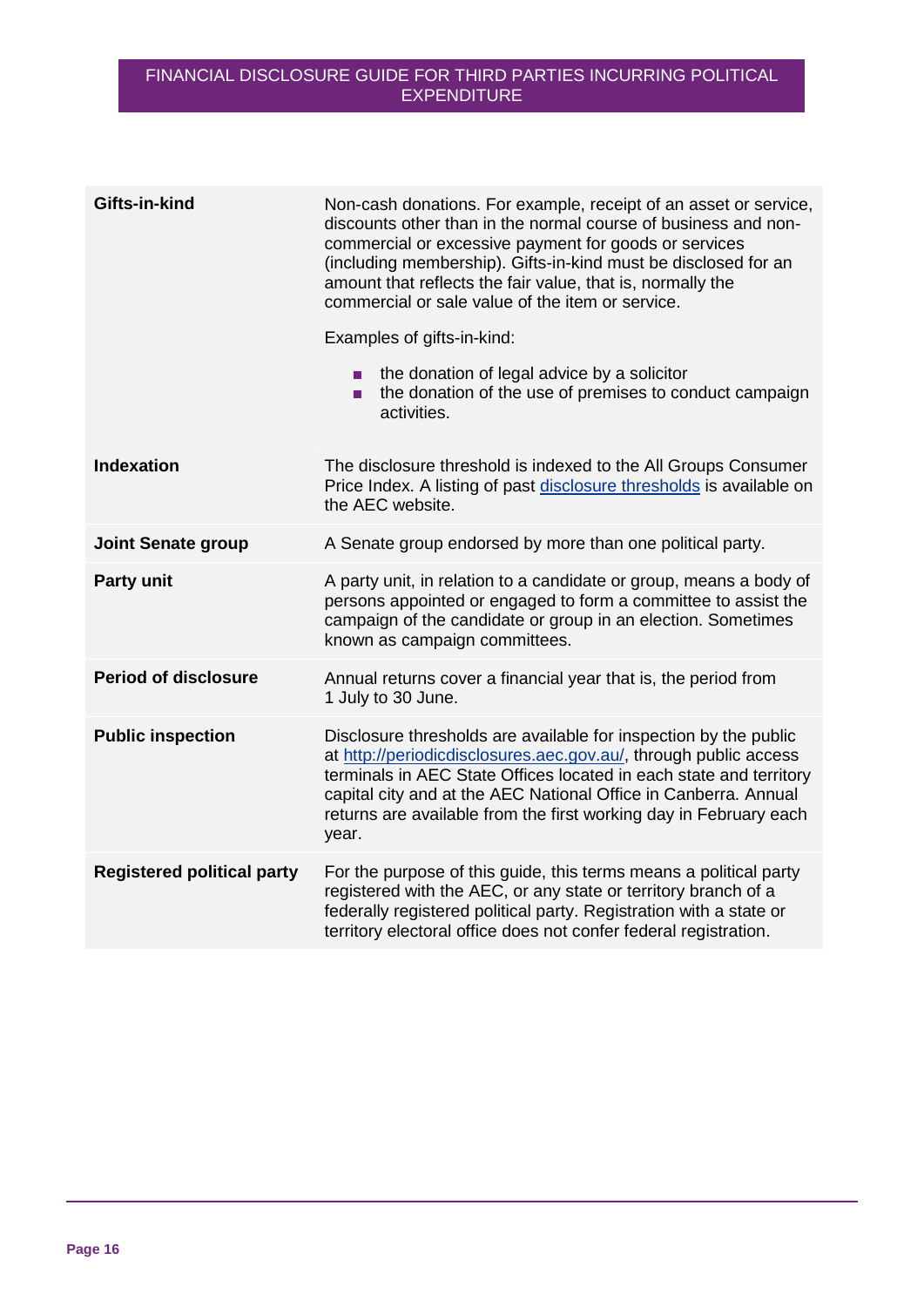| | |
|---|---|
| **Gifts-in-kind** | Non-cash donations. For example, receipt of an asset or service, discounts other than in the normal course of business and non-commercial or excessive payment for goods or services (including membership). Gifts-in-kind must be disclosed for an amount that reflects the fair value, that is, normally the commercial or sale value of the item or service.<br><br>Examples of gifts-in-kind:<br><br>- the donation of legal advice by a solicitor<br>- the donation of the use of premises to conduct campaign activities. |
| **Indexation** | The disclosure threshold is indexed to the All Groups Consumer Price Index. A listing of past [disclosure thresholds]() is available on the AEC website. |
| **Joint Senate group** | A Senate group endorsed by more than one political party. |
| **Party unit** | A party unit, in relation to a candidate or group, means a body of persons appointed or engaged to form a committee to assist the campaign of the candidate or group in an election. Sometimes known as campaign committees. |
| **Period of disclosure** | Annual returns cover a financial year that is, the period from 1 July to 30 June. |
| **Public inspection** | Disclosure thresholds are available for inspection by the public at [http://periodicdisclosures.aec.gov.au/](http://periodicdisclosures.aec.gov.au/), through public access terminals in AEC State Offices located in each state and territory capital city and at the AEC National Office in Canberra. Annual returns are available from the first working day in February each year. |
| **Registered political party** | For the purpose of this guide, this terms means a political party registered with the AEC, or any state or territory branch of a federally registered political party. Registration with a state or territory electoral office does not confer federal registration. |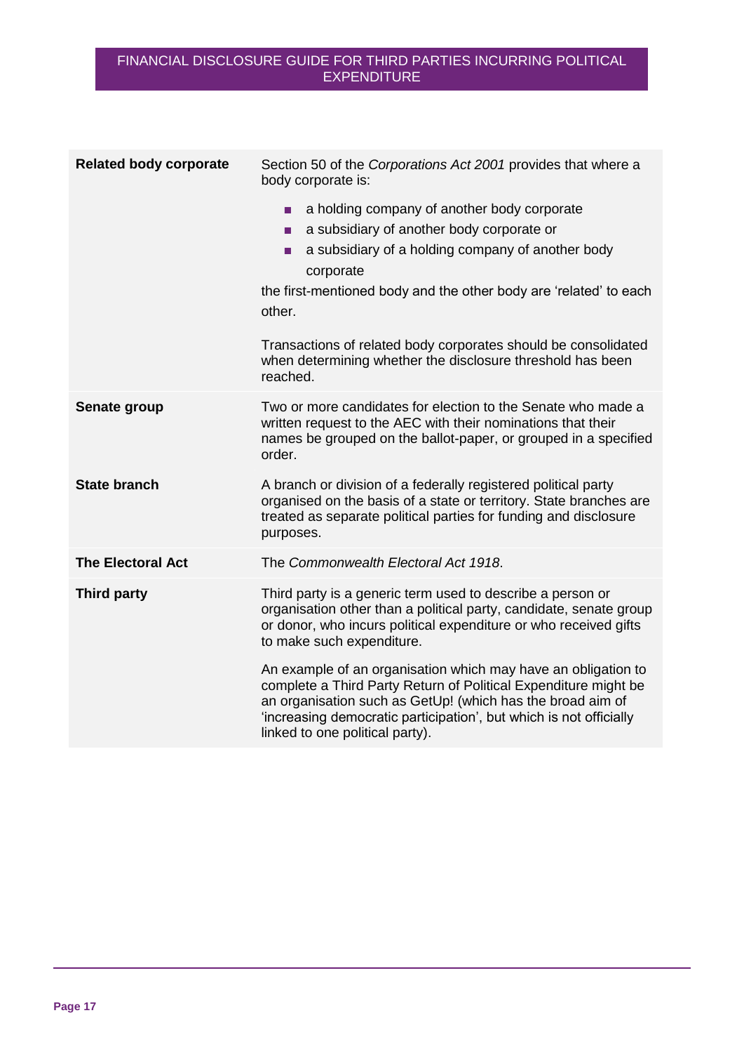| | |
|---|---|
| **Related body corporate** | Section 50 of the *Corporations Act 2001* provides that where a body corporate is:<br>- a holding company of another body corporate<br>- a subsidiary of another body corporate or<br>- a subsidiary of a holding company of another body corporate<br><br>the first-mentioned body and the other body are 'related' to each other.<br><br>Transactions of related body corporates should be consolidated when determining whether the disclosure threshold has been reached. |
| **Senate group** | Two or more candidates for election to the Senate who made a written request to the AEC with their nominations that their names be grouped on the ballot-paper, or grouped in a specified order. |
| **State branch** | A branch or division of a federally registered political party organised on the basis of a state or territory. State branches are treated as separate political parties for funding and disclosure purposes. |
| **The Electoral Act** | The *Commonwealth Electoral Act 1918*. |
| **Third party** | Third party is a generic term used to describe a person or organisation other than a political party, candidate, senate group or donor, who incurs political expenditure or who received gifts to make such expenditure.<br><br>An example of an organisation which may have an obligation to complete a Third Party Return of Political Expenditure might be an organisation such as GetUp! (which has the broad aim of 'increasing democratic participation', but which is not officially linked to one political party). |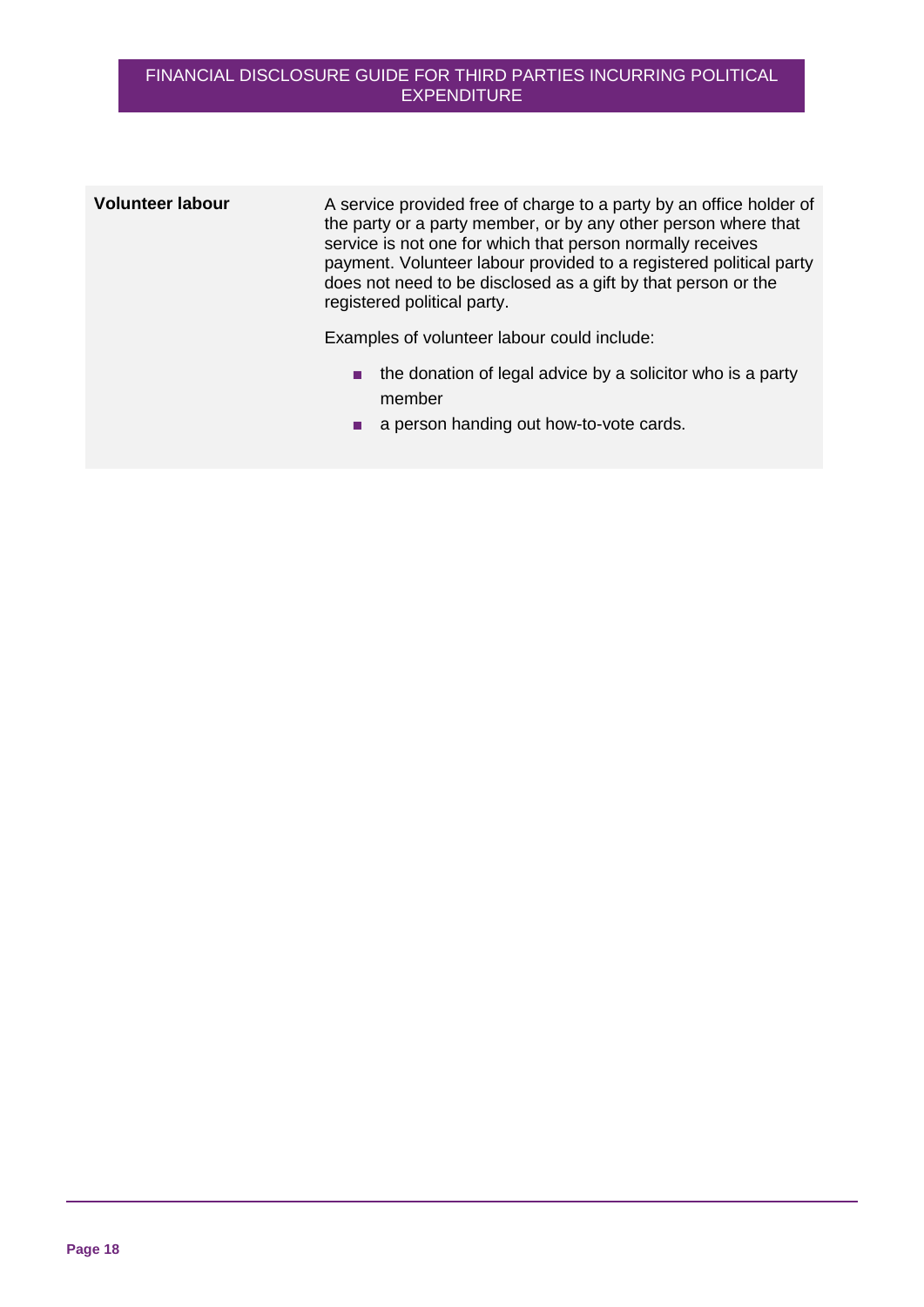| | |
|---|---|
| **Volunteer labour** | A service provided free of charge to a party by an office holder of the party or a party member, or by any other person where that service is not one for which that person normally receives payment. Volunteer labour provided to a registered political party does not need to be disclosed as a gift by that person or the registered political party.<br><br>Examples of volunteer labour could include:<br><br>■ the donation of legal advice by a solicitor who is a party member<br>■ a person handing out how-to-vote cards. |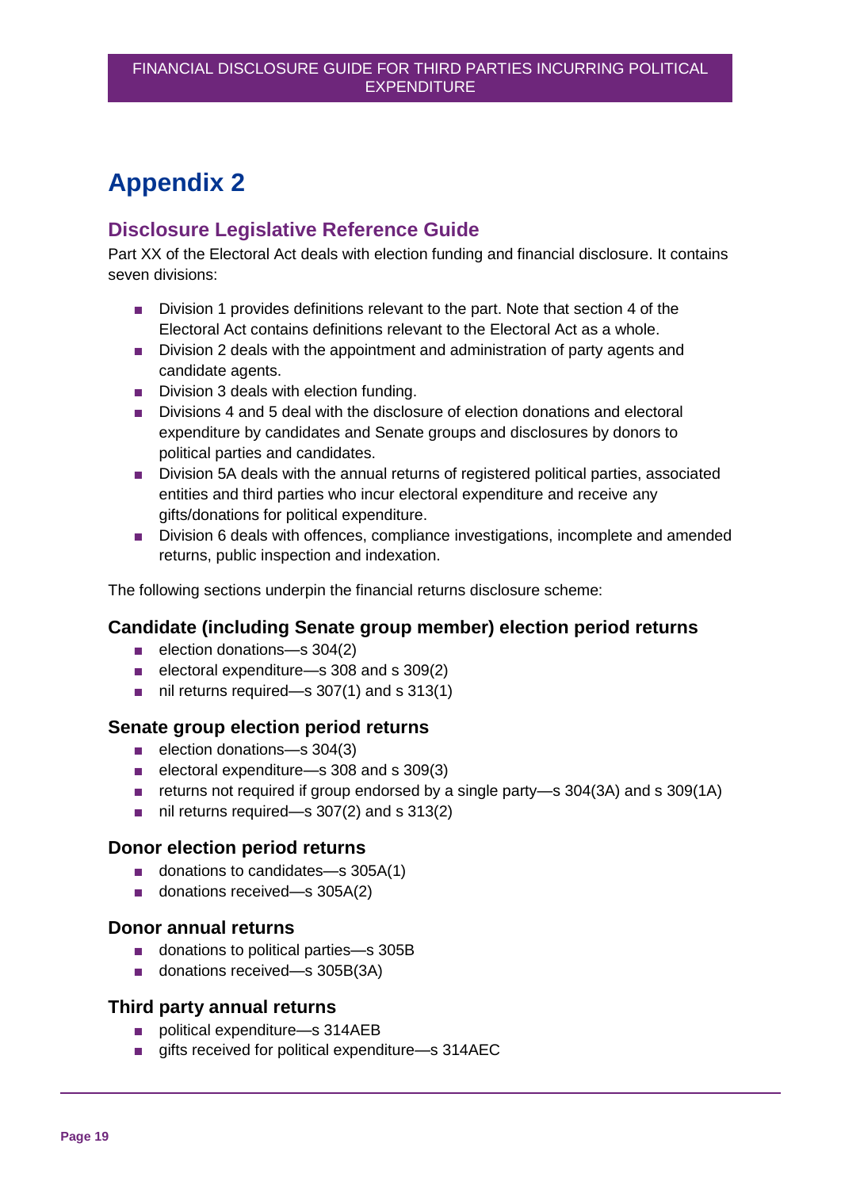# Appendix 2

## Disclosure Legislative Reference Guide

Part XX of the Electoral Act deals with election funding and financial disclosure. It contains seven divisions:

- Division 1 provides definitions relevant to the part. Note that section 4 of the Electoral Act contains definitions relevant to the Electoral Act as a whole.
- Division 2 deals with the appointment and administration of party agents and candidate agents.
- Division 3 deals with election funding.
- Divisions 4 and 5 deal with the disclosure of election donations and electoral expenditure by candidates and Senate groups and disclosures by donors to political parties and candidates.
- Division 5A deals with the annual returns of registered political parties, associated entities and third parties who incur electoral expenditure and receive any gifts/donations for political expenditure.
- Division 6 deals with offences, compliance investigations, incomplete and amended returns, public inspection and indexation.

The following sections underpin the financial returns disclosure scheme:

### Candidate (including Senate group member) election period returns

- election donations—s 304(2)
- electoral expenditure—s 308 and s 309(2)
- nil returns required—s 307(1) and s 313(1)

### Senate group election period returns

- election donations—s 304(3)
- electoral expenditure—s 308 and s 309(3)
- returns not required if group endorsed by a single party—s 304(3A) and s 309(1A)
- nil returns required—s 307(2) and s 313(2)

### Donor election period returns

- donations to candidates—s 305A(1)
- donations received—s 305A(2)

### Donor annual returns

- donations to political parties—s 305B
- donations received—s 305B(3A)

### Third party annual returns

- political expenditure—s 314AEB
- gifts received for political expenditure—s 314AEC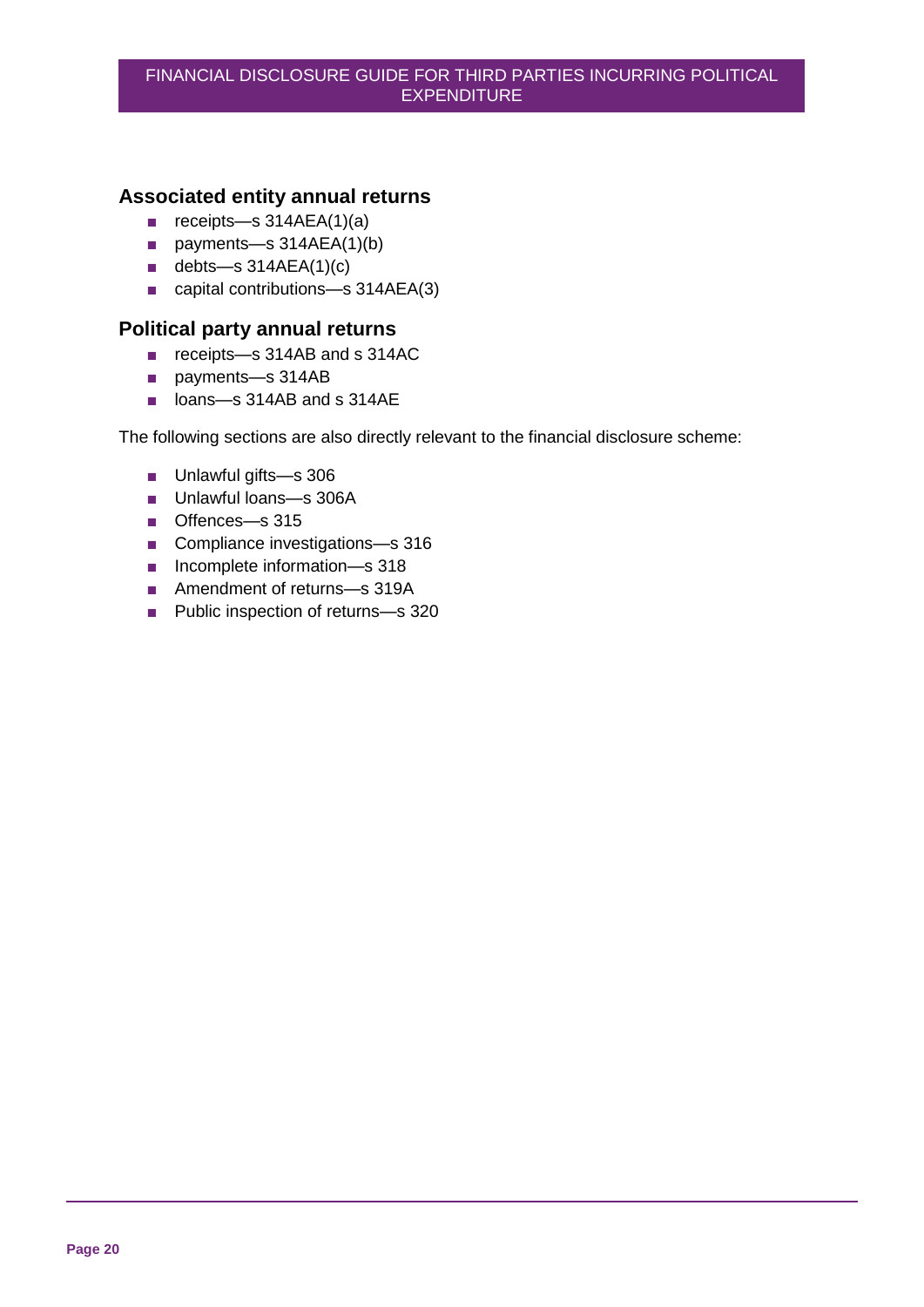## Associated entity annual returns

- receipts—s 314AEA(1)(a)
- payments—s 314AEA(1)(b)
- debts—s 314AEA(1)(c)
- capital contributions—s 314AEA(3)

## Political party annual returns

- receipts—s 314AB and s 314AC
- payments—s 314AB
- loans—s 314AB and s 314AE

The following sections are also directly relevant to the financial disclosure scheme:

- Unlawful gifts—s 306
- Unlawful loans—s 306A
- Offences—s 315
- Compliance investigations—s 316
- Incomplete information—s 318
- Amendment of returns—s 319A
- Public inspection of returns—s 320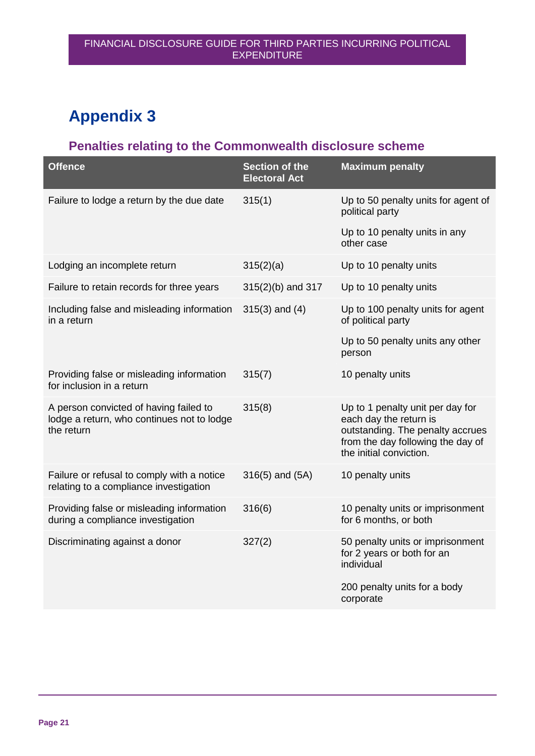# Appendix 3

## Penalties relating to the Commonwealth disclosure scheme

| Offence | Section of the Electoral Act | Maximum penalty |
|---|---|---|
| Failure to lodge a return by the due date | 315(1) | Up to 50 penalty units for agent of political party<br><br>Up to 10 penalty units in any other case |
| Lodging an incomplete return | 315(2)(a) | Up to 10 penalty units |
| Failure to retain records for three years | 315(2)(b) and 317 | Up to 10 penalty units |
| Including false and misleading information in a return | 315(3) and (4) | Up to 100 penalty units for agent of political party<br><br>Up to 50 penalty units any other person |
| Providing false or misleading information for inclusion in a return | 315(7) | 10 penalty units |
| A person convicted of having failed to lodge a return, who continues not to lodge the return | 315(8) | Up to 1 penalty unit per day for each day the return is outstanding. The penalty accrues from the day following the day of the initial conviction. |
| Failure or refusal to comply with a notice relating to a compliance investigation | 316(5) and (5A) | 10 penalty units |
| Providing false or misleading information during a compliance investigation | 316(6) | 10 penalty units or imprisonment for 6 months, or both |
| Discriminating against a donor | 327(2) | 50 penalty units or imprisonment for 2 years or both for an individual<br><br>200 penalty units for a body corporate |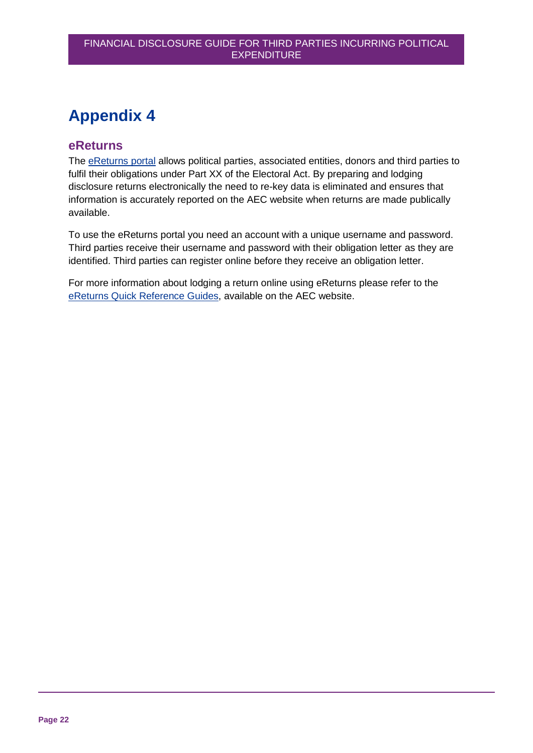# Appendix 4

## eReturns

The eReturns portal allows political parties, associated entities, donors and third parties to fulfil their obligations under Part XX of the Electoral Act. By preparing and lodging disclosure returns electronically the need to re-key data is eliminated and ensures that information is accurately reported on the AEC website when returns are made publically available.

To use the eReturns portal you need an account with a unique username and password. Third parties receive their username and password with their obligation letter as they are identified. Third parties can register online before they receive an obligation letter.

For more information about lodging a return online using eReturns please refer to the eReturns Quick Reference Guides, available on the AEC website.